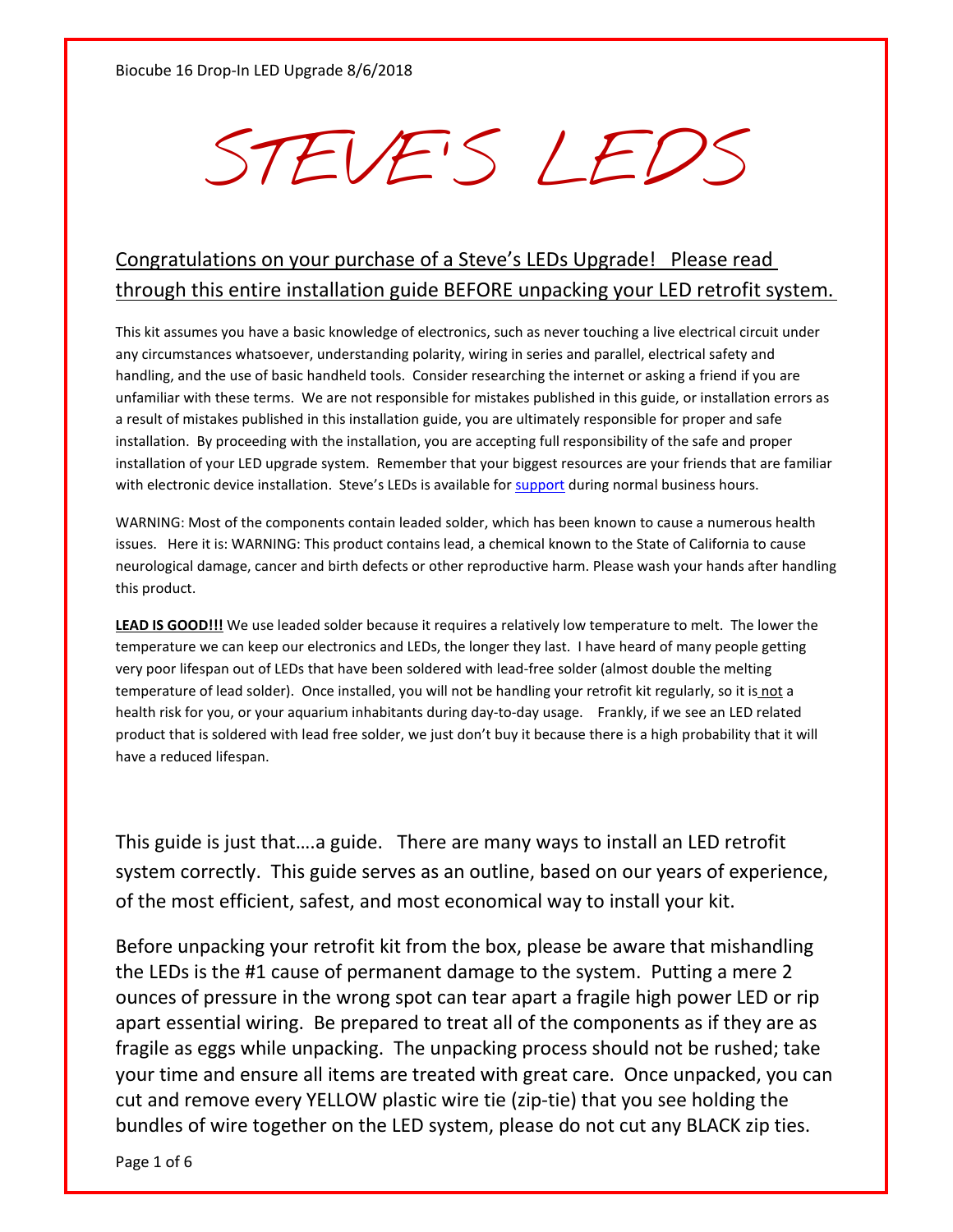Biocube 16 Drop-In LED Upgrade 8/6/2018

# STEVE'S LEDS

## Congratulations on your purchase of a Steve's LEDs Upgrade! Please read through this entire installation guide BEFORE unpacking your LED retrofit system.

This kit assumes you have a basic knowledge of electronics, such as never touching a live electrical circuit under any circumstances whatsoever, understanding polarity, wiring in series and parallel, electrical safety and handling, and the use of basic handheld tools. Consider researching the internet or asking a friend if you are unfamiliar with these terms. We are not responsible for mistakes published in this guide, or installation errors as a result of mistakes published in this installation guide, you are ultimately responsible for proper and safe installation. By proceeding with the installation, you are accepting full responsibility of the safe and proper installation of your LED upgrade system. Remember that your biggest resources are your friends that are familiar with electronic device installation. Steve's LEDs is available for support during normal business hours.

WARNING: Most of the components contain leaded solder, which has been known to cause a numerous health issues. Here it is: WARNING: This product contains lead, a chemical known to the State of California to cause neurological damage, cancer and birth defects or other reproductive harm. Please wash your hands after handling this product.

**LEAD IS GOOD!!!** We use leaded solder because it requires a relatively low temperature to melt. The lower the temperature we can keep our electronics and LEDs, the longer they last. I have heard of many people getting very poor lifespan out of LEDs that have been soldered with lead-free solder (almost double the melting temperature of lead solder). Once installed, you will not be handling your retrofit kit regularly, so it is not a health risk for you, or your aquarium inhabitants during day-to-day usage. Frankly, if we see an LED related product that is soldered with lead free solder, we just don't buy it because there is a high probability that it will have a reduced lifespan.

This guide is just that….a guide. There are many ways to install an LED retrofit system correctly. This guide serves as an outline, based on our years of experience, of the most efficient, safest, and most economical way to install your kit.

Before unpacking your retrofit kit from the box, please be aware that mishandling the LEDs is the #1 cause of permanent damage to the system. Putting a mere 2 ounces of pressure in the wrong spot can tear apart a fragile high power LED or rip apart essential wiring. Be prepared to treat all of the components as if they are as fragile as eggs while unpacking. The unpacking process should not be rushed; take your time and ensure all items are treated with great care. Once unpacked, you can cut and remove every YELLOW plastic wire tie (zip-tie) that you see holding the bundles of wire together on the LED system, please do not cut any BLACK zip ties.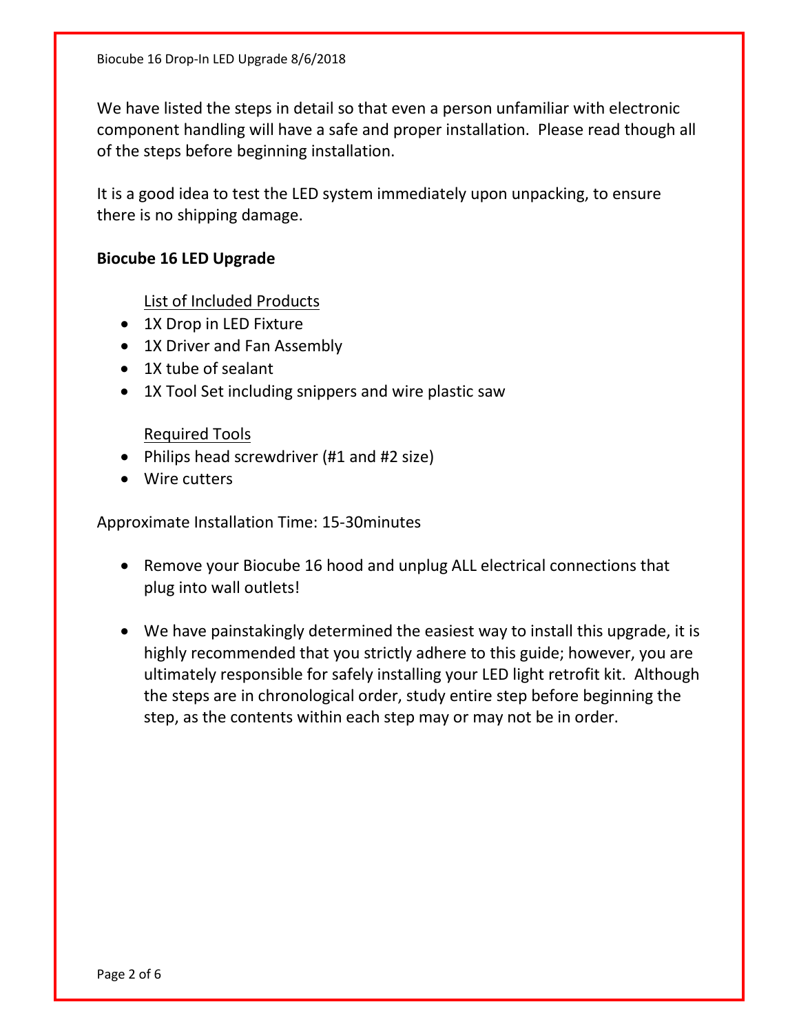We have listed the steps in detail so that even a person unfamiliar with electronic component handling will have a safe and proper installation. Please read though all of the steps before beginning installation.

It is a good idea to test the LED system immediately upon unpacking, to ensure there is no shipping damage.

**Biocube 16 LED Upgrade**

List of Included Products

- 1X Drop in LED Fixture
- 1X Driver and Fan Assembly
- 1X tube of sealant
- 1X Tool Set including snippers and wire plastic saw

Required Tools

- Philips head screwdriver (#1 and #2 size)
- Wire cutters

Approximate Installation Time: 15-30minutes

- Remove your Biocube 16 hood and unplug ALL electrical connections that plug into wall outlets!
- We have painstakingly determined the easiest way to install this upgrade, it is highly recommended that you strictly adhere to this guide; however, you are ultimately responsible for safely installing your LED light retrofit kit. Although the steps are in chronological order, study entire step before beginning the step, as the contents within each step may or may not be in order.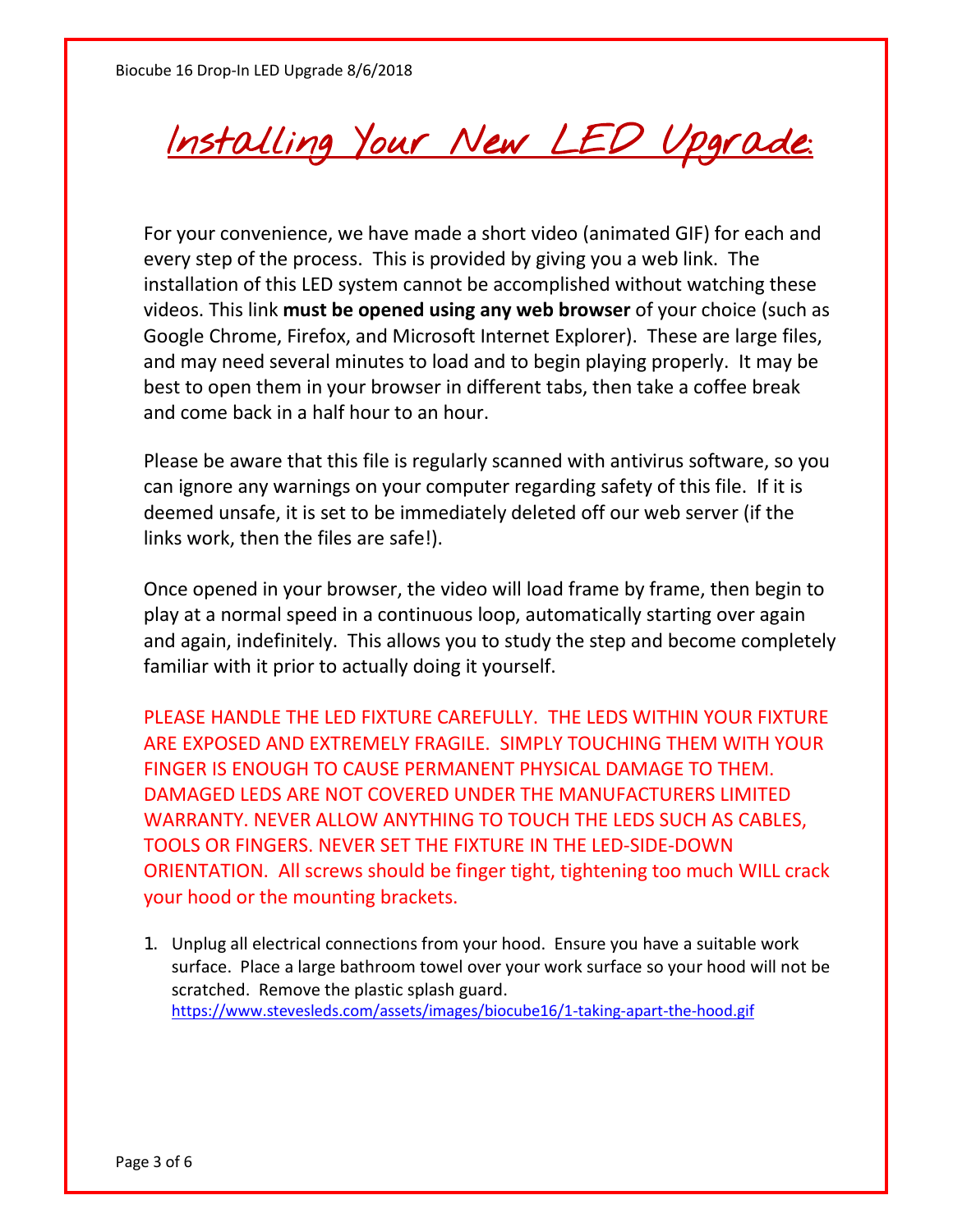# Installing Your New LED Upgrade:

For your convenience, we have made a short video (animated GIF) for each and every step of the process. This is provided by giving you a web link. The installation of this LED system cannot be accomplished without watching these videos. This link **must be opened using any web browser** of your choice (such as Google Chrome, Firefox, and Microsoft Internet Explorer). These are large files, and may need several minutes to load and to begin playing properly. It may be best to open them in your browser in different tabs, then take a coffee break and come back in a half hour to an hour.

Please be aware that this file is regularly scanned with antivirus software, so you can ignore any warnings on your computer regarding safety of this file. If it is deemed unsafe, it is set to be immediately deleted off our web server (if the links work, then the files are safe!).

Once opened in your browser, the video will load frame by frame, then begin to play at a normal speed in a continuous loop, automatically starting over again and again, indefinitely. This allows you to study the step and become completely familiar with it prior to actually doing it yourself.

PLEASE HANDLE THE LED FIXTURE CAREFULLY. THE LEDS WITHIN YOUR FIXTURE ARE EXPOSED AND EXTREMELY FRAGILE. SIMPLY TOUCHING THEM WITH YOUR FINGER IS ENOUGH TO CAUSE PERMANENT PHYSICAL DAMAGE TO THEM. DAMAGED LEDS ARE NOT COVERED UNDER THE MANUFACTURERS LIMITED WARRANTY. NEVER ALLOW ANYTHING TO TOUCH THE LEDS SUCH AS CABLES, TOOLS OR FINGERS. NEVER SET THE FIXTURE IN THE LED-SIDE-DOWN ORIENTATION. All screws should be finger tight, tightening too much WILL crack your hood or the mounting brackets.

1. Unplug all electrical connections from your hood. Ensure you have a suitable work surface. Place a large bathroom towel over your work surface so your hood will not be scratched. Remove the plastic splash guard.
   https://www.stevesleds.com/assets/images/biocube16/1-taking-apart-the-hood.gif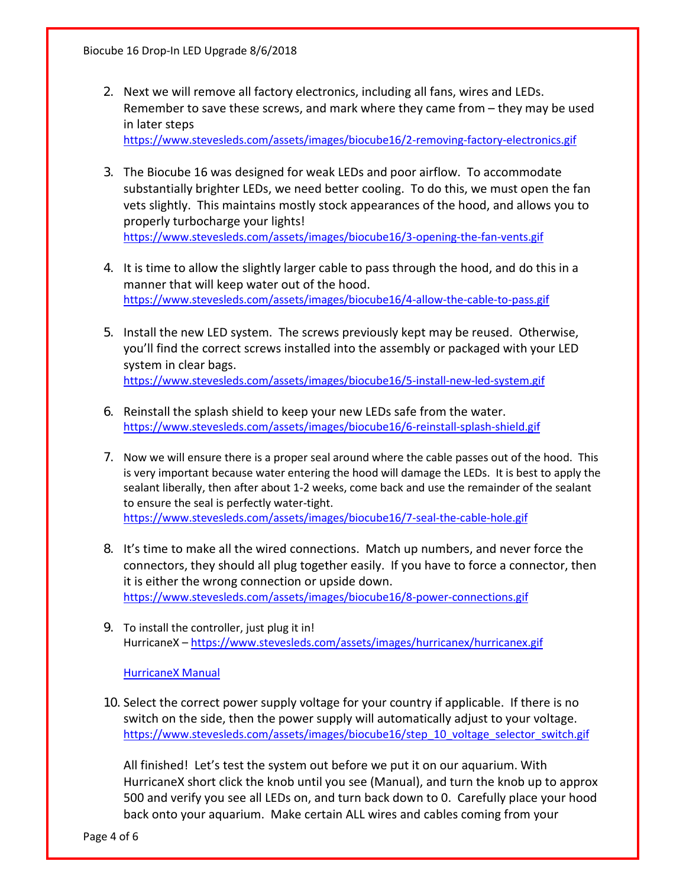2. Next we will remove all factory electronics, including all fans, wires and LEDs. Remember to save these screws, and mark where they came from – they may be used in later steps
https://www.stevesleds.com/assets/images/biocube16/2-removing-factory-electronics.gif

3. The Biocube 16 was designed for weak LEDs and poor airflow. To accommodate substantially brighter LEDs, we need better cooling. To do this, we must open the fan vets slightly. This maintains mostly stock appearances of the hood, and allows you to properly turbocharge your lights!
https://www.stevesleds.com/assets/images/biocube16/3-opening-the-fan-vents.gif

4. It is time to allow the slightly larger cable to pass through the hood, and do this in a manner that will keep water out of the hood.
https://www.stevesleds.com/assets/images/biocube16/4-allow-the-cable-to-pass.gif

5. Install the new LED system. The screws previously kept may be reused. Otherwise, you'll find the correct screws installed into the assembly or packaged with your LED system in clear bags.
https://www.stevesleds.com/assets/images/biocube16/5-install-new-led-system.gif

6. Reinstall the splash shield to keep your new LEDs safe from the water.
https://www.stevesleds.com/assets/images/biocube16/6-reinstall-splash-shield.gif

7. Now we will ensure there is a proper seal around where the cable passes out of the hood. This is very important because water entering the hood will damage the LEDs. It is best to apply the sealant liberally, then after about 1-2 weeks, come back and use the remainder of the sealant to ensure the seal is perfectly water-tight.
https://www.stevesleds.com/assets/images/biocube16/7-seal-the-cable-hole.gif

8. It's time to make all the wired connections. Match up numbers, and never force the connectors, they should all plug together easily. If you have to force a connector, then it is either the wrong connection or upside down.
https://www.stevesleds.com/assets/images/biocube16/8-power-connections.gif

9. To install the controller, just plug it in!
HurricaneX – https://www.stevesleds.com/assets/images/hurricanex/hurricanex.gif

   HurricaneX Manual

10. Select the correct power supply voltage for your country if applicable. If there is no switch on the side, then the power supply will automatically adjust to your voltage.
https://www.stevesleds.com/assets/images/biocube16/step_10_voltage_selector_switch.gif

    All finished! Let's test the system out before we put it on our aquarium. With HurricaneX short click the knob until you see (Manual), and turn the knob up to approx 500 and verify you see all LEDs on, and turn back down to 0. Carefully place your hood back onto your aquarium. Make certain ALL wires and cables coming from your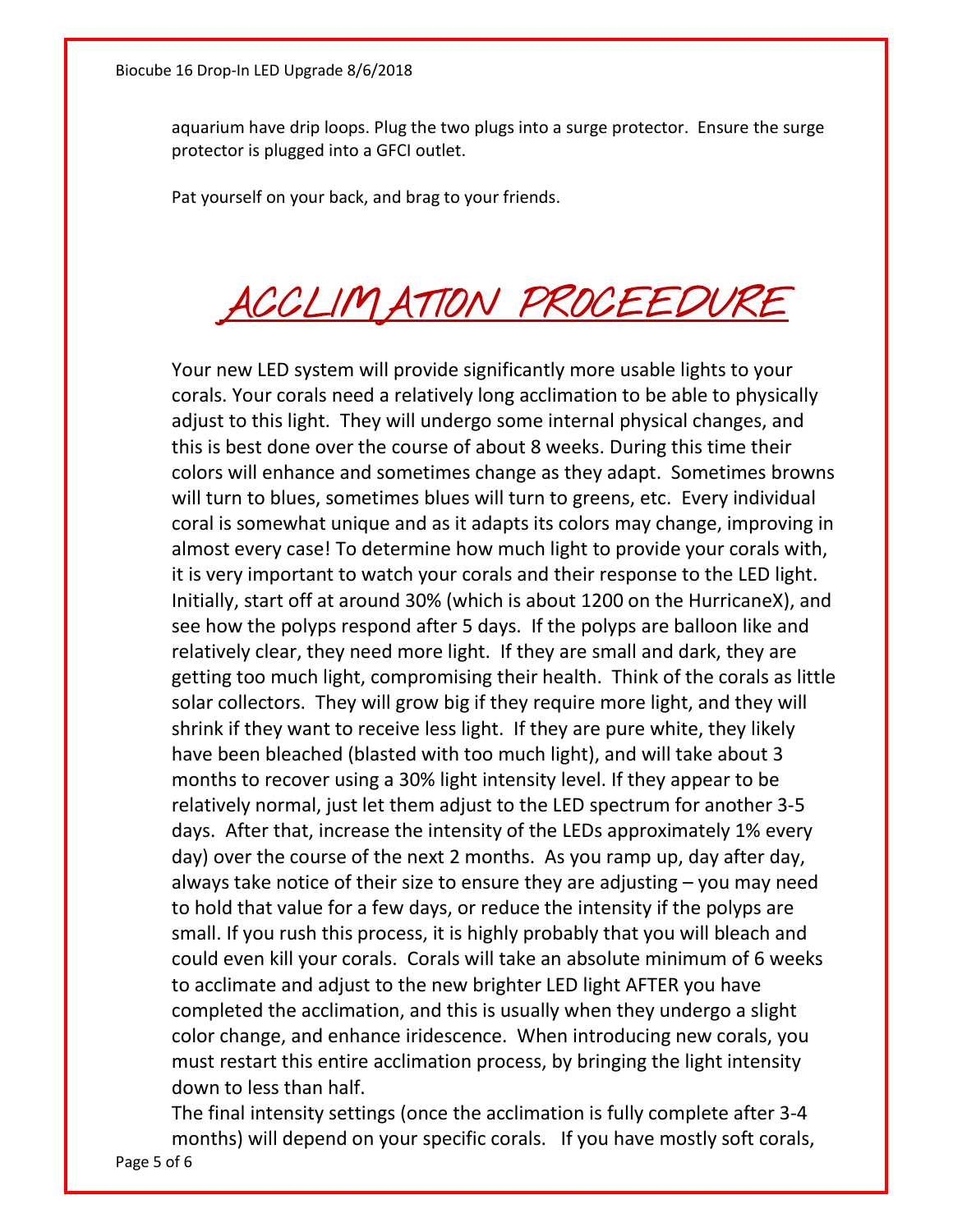aquarium have drip loops. Plug the two plugs into a surge protector. Ensure the surge protector is plugged into a GFCI outlet.

Pat yourself on your back, and brag to your friends.

# ACCLIMATION PROCEEDURE

Your new LED system will provide significantly more usable lights to your corals. Your corals need a relatively long acclimation to be able to physically adjust to this light. They will undergo some internal physical changes, and this is best done over the course of about 8 weeks. During this time their colors will enhance and sometimes change as they adapt. Sometimes browns will turn to blues, sometimes blues will turn to greens, etc. Every individual coral is somewhat unique and as it adapts its colors may change, improving in almost every case! To determine how much light to provide your corals with, it is very important to watch your corals and their response to the LED light. Initially, start off at around 30% (which is about 1200 on the HurricaneX), and see how the polyps respond after 5 days. If the polyps are balloon like and relatively clear, they need more light. If they are small and dark, they are getting too much light, compromising their health. Think of the corals as little solar collectors. They will grow big if they require more light, and they will shrink if they want to receive less light. If they are pure white, they likely have been bleached (blasted with too much light), and will take about 3 months to recover using a 30% light intensity level. If they appear to be relatively normal, just let them adjust to the LED spectrum for another 3-5 days. After that, increase the intensity of the LEDs approximately 1% every day) over the course of the next 2 months. As you ramp up, day after day, always take notice of their size to ensure they are adjusting – you may need to hold that value for a few days, or reduce the intensity if the polyps are small. If you rush this process, it is highly probably that you will bleach and could even kill your corals. Corals will take an absolute minimum of 6 weeks to acclimate and adjust to the new brighter LED light AFTER you have completed the acclimation, and this is usually when they undergo a slight color change, and enhance iridescence. When introducing new corals, you must restart this entire acclimation process, by bringing the light intensity down to less than half.

The final intensity settings (once the acclimation is fully complete after 3-4 months) will depend on your specific corals. If you have mostly soft corals,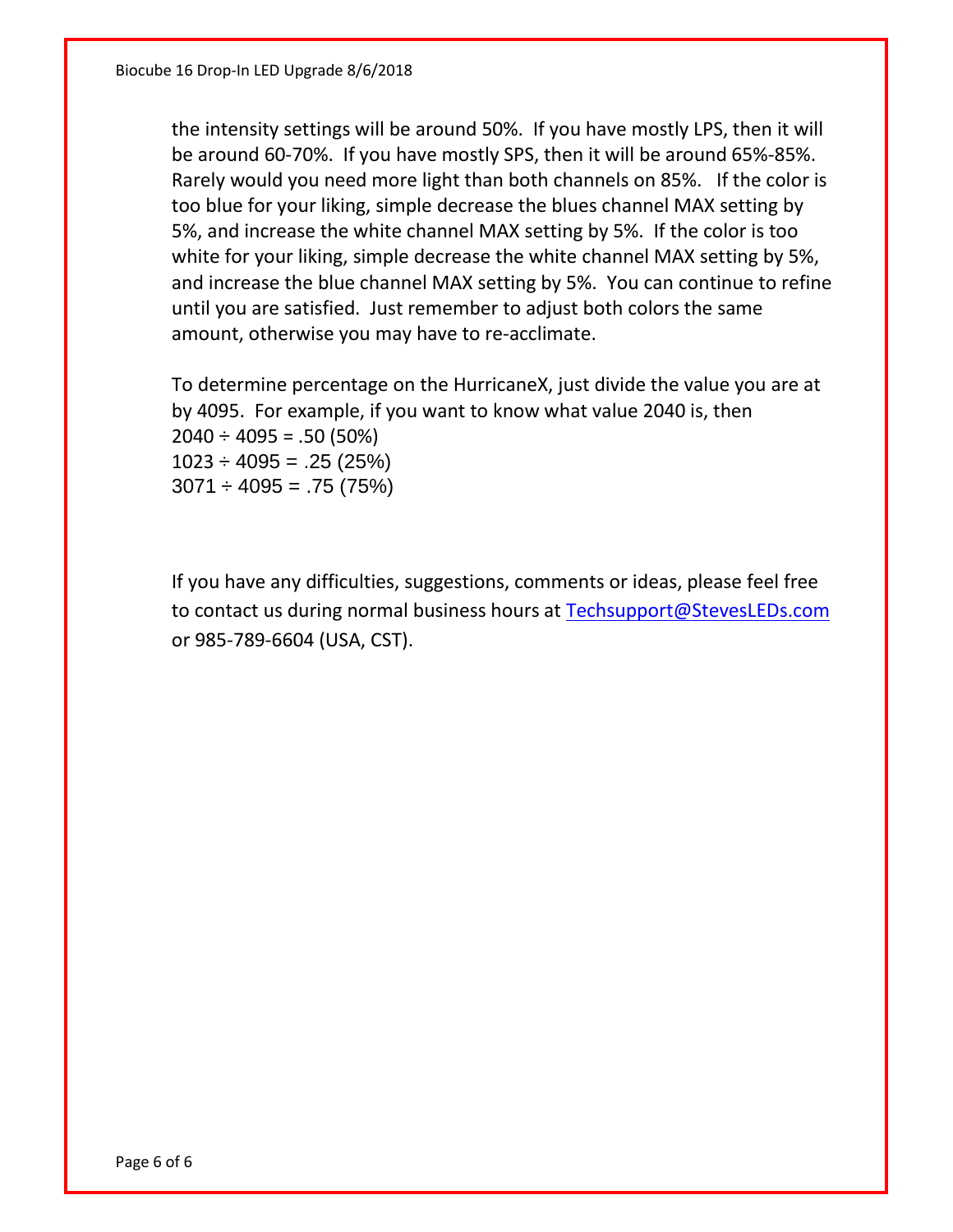the intensity settings will be around 50%. If you have mostly LPS, then it will be around 60-70%. If you have mostly SPS, then it will be around 65%-85%. Rarely would you need more light than both channels on 85%. If the color is too blue for your liking, simple decrease the blues channel MAX setting by 5%, and increase the white channel MAX setting by 5%. If the color is too white for your liking, simple decrease the white channel MAX setting by 5%, and increase the blue channel MAX setting by 5%. You can continue to refine until you are satisfied. Just remember to adjust both colors the same amount, otherwise you may have to re-acclimate.

To determine percentage on the HurricaneX, just divide the value you are at by 4095. For example, if you want to know what value 2040 is, then
$2040 \div 4095 = .50$ (50%)
$1023 \div 4095 = .25$ (25%)
$3071 \div 4095 = .75$ (75%)

If you have any difficulties, suggestions, comments or ideas, please feel free to contact us during normal business hours at Techsupport@StevesLEDs.com or 985-789-6604 (USA, CST).